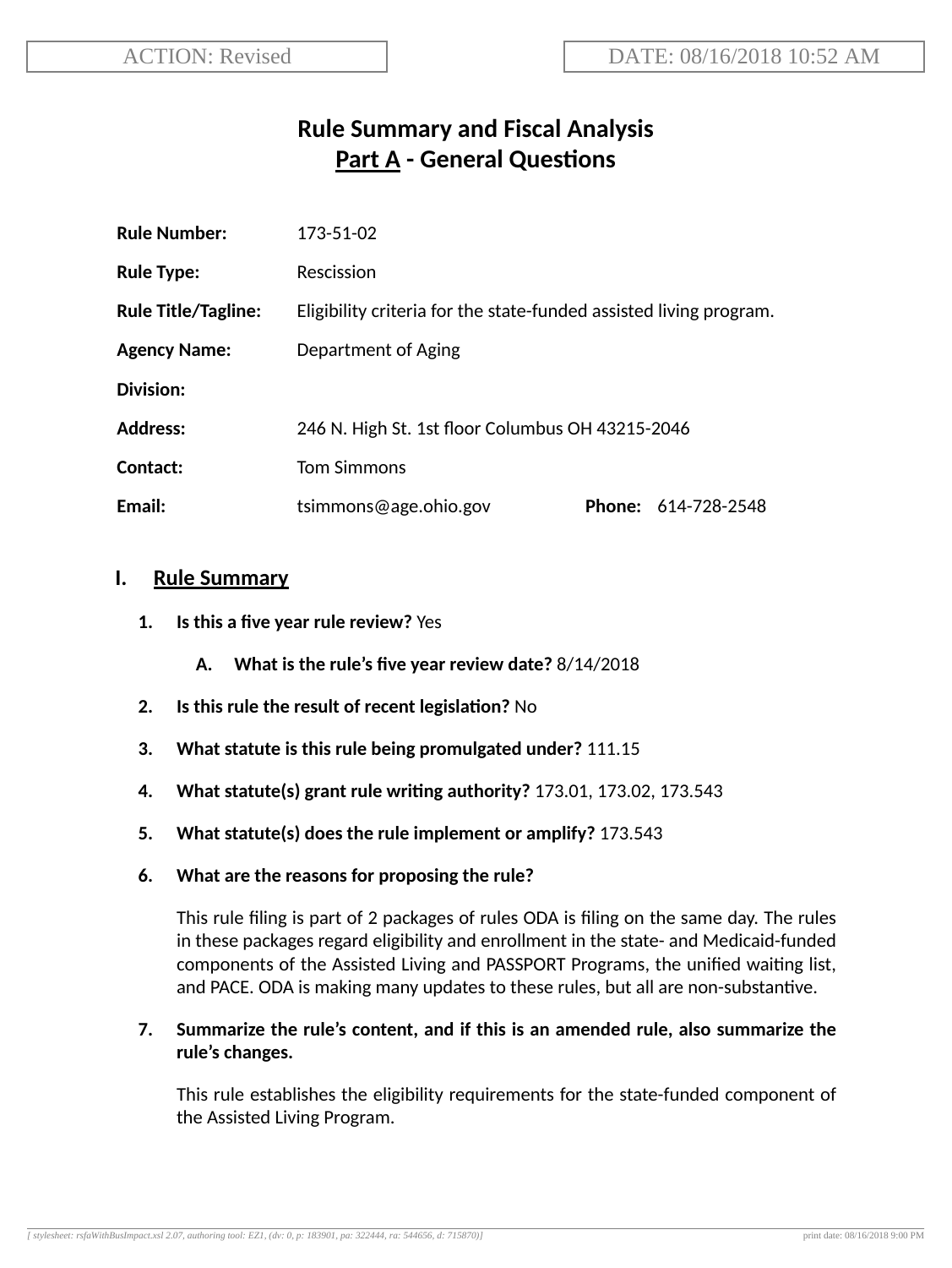ACTION: Revised

DATE: 08/16/2018 10:52 AM

# Rule Summary and Fiscal Analysis
## Part A - General Questions

| | |
|---|---|
| **Rule Number:** | 173-51-02 |
| **Rule Type:** | Rescission |
| **Rule Title/Tagline:** | Eligibility criteria for the state-funded assisted living program. |
| **Agency Name:** | Department of Aging |
| **Division:** | |
| **Address:** | 246 N. High St. 1st floor Columbus OH 43215-2046 |
| **Contact:** | Tom Simmons |
| **Email:** | tsimmons@age.ohio.gov **Phone:** 614-728-2548 |

## I. Rule Summary

1. **Is this a five year rule review?** Yes

   A. **What is the rule's five year review date?** 8/14/2018

2. **Is this rule the result of recent legislation?** No

3. **What statute is this rule being promulgated under?** 111.15

4. **What statute(s) grant rule writing authority?** 173.01, 173.02, 173.543

5. **What statute(s) does the rule implement or amplify?** 173.543

6. **What are the reasons for proposing the rule?**

   This rule filing is part of 2 packages of rules ODA is filing on the same day. The rules in these packages regard eligibility and enrollment in the state- and Medicaid-funded components of the Assisted Living and PASSPORT Programs, the unified waiting list, and PACE. ODA is making many updates to these rules, but all are non-substantive.

7. **Summarize the rule's content, and if this is an amended rule, also summarize the rule's changes.**

   This rule establishes the eligibility requirements for the state-funded component of the Assisted Living Program.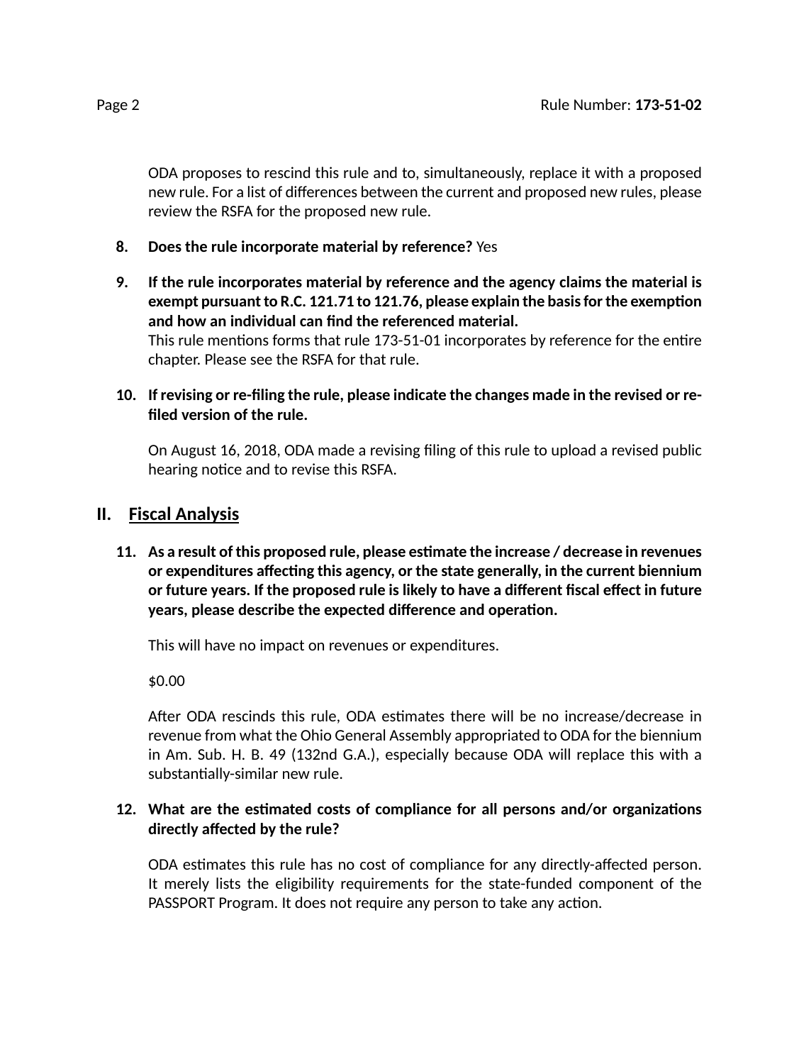ODA proposes to rescind this rule and to, simultaneously, replace it with a proposed new rule. For a list of differences between the current and proposed new rules, please review the RSFA for the proposed new rule.

8. **Does the rule incorporate material by reference?** Yes

9. **If the rule incorporates material by reference and the agency claims the material is exempt pursuant to R.C. 121.71 to 121.76, please explain the basis for the exemption and how an individual can find the referenced material.**
   This rule mentions forms that rule 173-51-01 incorporates by reference for the entire chapter. Please see the RSFA for that rule.

10. **If revising or re-filing the rule, please indicate the changes made in the revised or re-filed version of the rule.**

    On August 16, 2018, ODA made a revising filing of this rule to upload a revised public hearing notice and to revise this RSFA.

## II. Fiscal Analysis

11. **As a result of this proposed rule, please estimate the increase / decrease in revenues or expenditures affecting this agency, or the state generally, in the current biennium or future years. If the proposed rule is likely to have a different fiscal effect in future years, please describe the expected difference and operation.**

    This will have no impact on revenues or expenditures.

    $0.00

    After ODA rescinds this rule, ODA estimates there will be no increase/decrease in revenue from what the Ohio General Assembly appropriated to ODA for the biennium in Am. Sub. H. B. 49 (132nd G.A.), especially because ODA will replace this with a substantially-similar new rule.

12. **What are the estimated costs of compliance for all persons and/or organizations directly affected by the rule?**

    ODA estimates this rule has no cost of compliance for any directly-affected person. It merely lists the eligibility requirements for the state-funded component of the PASSPORT Program. It does not require any person to take any action.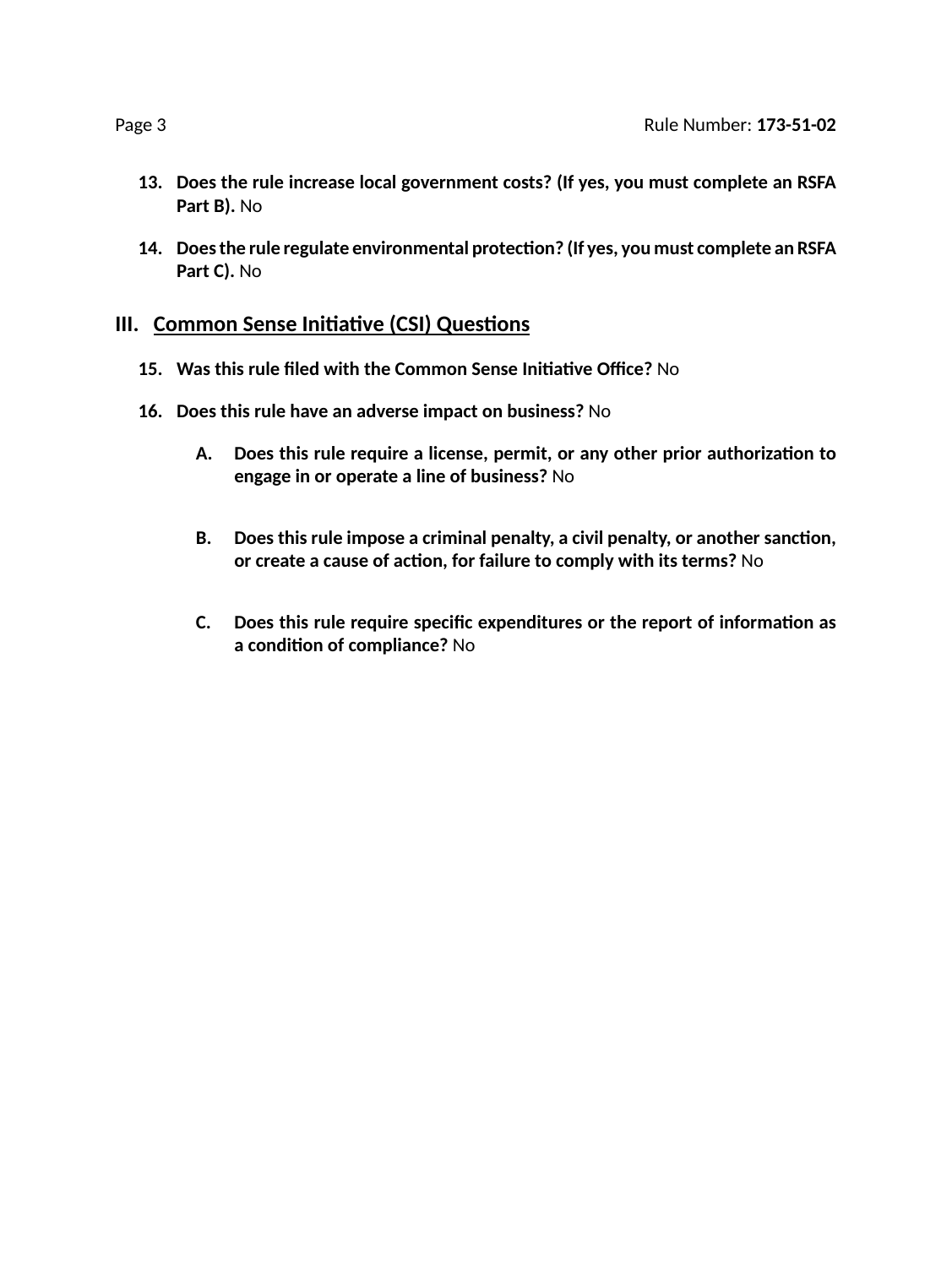13. **Does the rule increase local government costs? (If yes, you must complete an RSFA Part B).** No

14. **Does the rule regulate environmental protection? (If yes, you must complete an RSFA Part C).** No

## III. Common Sense Initiative (CSI) Questions

15. **Was this rule filed with the Common Sense Initiative Office?** No

16. **Does this rule have an adverse impact on business?** No

    A. **Does this rule require a license, permit, or any other prior authorization to engage in or operate a line of business?** No

    B. **Does this rule impose a criminal penalty, a civil penalty, or another sanction, or create a cause of action, for failure to comply with its terms?** No

    C. **Does this rule require specific expenditures or the report of information as a condition of compliance?** No